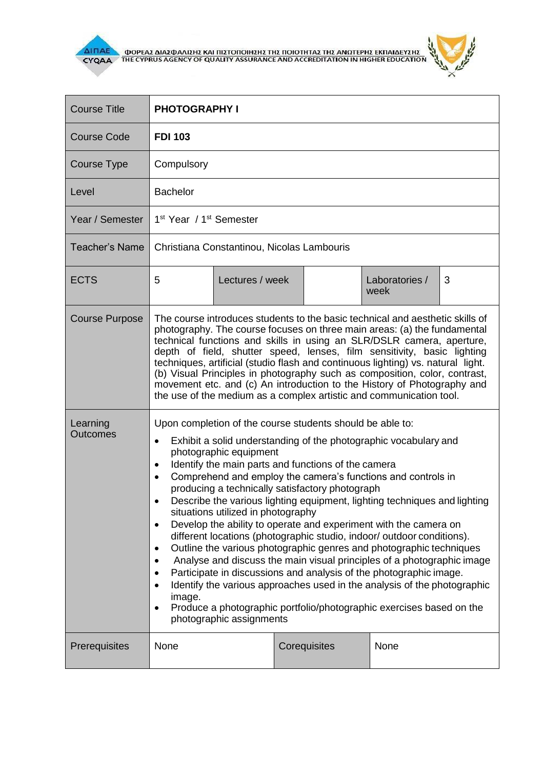| Course Title | **PHOTOGRAPHY I** | | | | |
|---|---|---|---|---|---|
| Course Code | **FDI 103** | | | | |
| Course Type | Compulsory | | | | |
| Level | Bachelor | | | | |
| Year / Semester | 1st Year / 1st Semester | | | | |
| Teacher's Name | Christiana Constantinou, Nicolas Lambouris | | | | |
| ECTS | 5 | Lectures / week | | Laboratories / week | 3 |
| Course Purpose | The course introduces students to the basic technical and aesthetic skills of photography. The course focuses on three main areas: (a) the fundamental technical functions and skills in using an SLR/DSLR camera, aperture, depth of field, shutter speed, lenses, film sensitivity, basic lighting techniques, artificial (studio flash and continuous lighting) vs. natural light. (b) Visual Principles in photography such as composition, color, contrast, movement etc. and (c) An introduction to the History of Photography and the use of the medium as a complex artistic and communication tool. | | | | |
| Learning Outcomes | Upon completion of the course students should be able to:<br>• Exhibit a solid understanding of the photographic vocabulary and photographic equipment<br>• Identify the main parts and functions of the camera<br>• Comprehend and employ the camera's functions and controls in producing a technically satisfactory photograph<br>• Describe the various lighting equipment, lighting techniques and lighting situations utilized in photography<br>• Develop the ability to operate and experiment with the camera on different locations (photographic studio, indoor/ outdoor conditions).<br>• Outline the various photographic genres and photographic techniques<br>• Analyse and discuss the main visual principles of a photographic image<br>• Participate in discussions and analysis of the photographic image.<br>• Identify the various approaches used in the analysis of the photographic image.<br>• Produce a photographic portfolio/photographic exercises based on the photographic assignments | | | | |
| Prerequisites | None | | Corequisites | None | |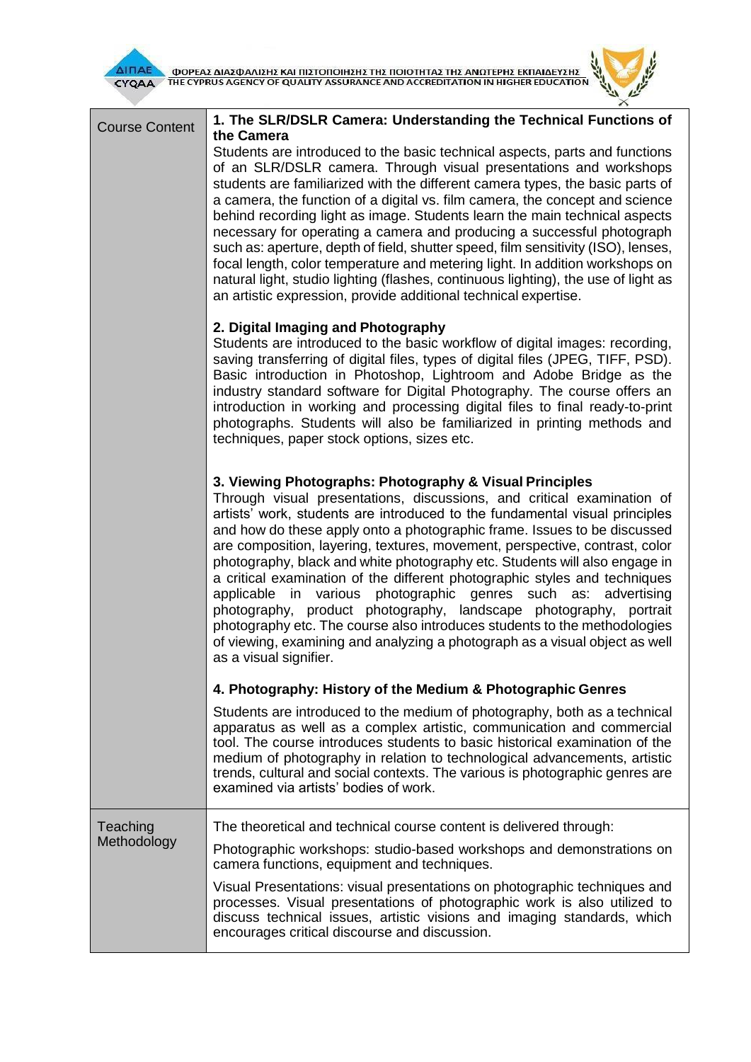| Course Content | **1. The SLR/DSLR Camera: Understanding the Technical Functions of the Camera**<br>Students are introduced to the basic technical aspects, parts and functions of an SLR/DSLR camera. Through visual presentations and workshops students are familiarized with the different camera types, the basic parts of a camera, the function of a digital vs. film camera, the concept and science behind recording light as image. Students learn the main technical aspects necessary for operating a camera and producing a successful photograph such as: aperture, depth of field, shutter speed, film sensitivity (ISO), lenses, focal length, color temperature and metering light. In addition workshops on natural light, studio lighting (flashes, continuous lighting), the use of light as an artistic expression, provide additional technical expertise.<br><br>**2. Digital Imaging and Photography**<br>Students are introduced to the basic workflow of digital images: recording, saving transferring of digital files, types of digital files (JPEG, TIFF, PSD). Basic introduction in Photoshop, Lightroom and Adobe Bridge as the industry standard software for Digital Photography. The course offers an introduction in working and processing digital files to final ready-to-print photographs. Students will also be familiarized in printing methods and techniques, paper stock options, sizes etc.<br><br>**3. Viewing Photographs: Photography & Visual Principles**<br>Through visual presentations, discussions, and critical examination of artists' work, students are introduced to the fundamental visual principles and how do these apply onto a photographic frame. Issues to be discussed are composition, layering, textures, movement, perspective, contrast, color photography, black and white photography etc. Students will also engage in a critical examination of the different photographic styles and techniques applicable in various photographic genres such as: advertising photography, product photography, landscape photography, portrait photography etc. The course also introduces students to the methodologies of viewing, examining and analyzing a photograph as a visual object as well as a visual signifier.<br><br>**4. Photography: History of the Medium & Photographic Genres**<br>Students are introduced to the medium of photography, both as a technical apparatus as well as a complex artistic, communication and commercial tool. The course introduces students to basic historical examination of the medium of photography in relation to technological advancements, artistic trends, cultural and social contexts. The various is photographic genres are examined via artists' bodies of work. |
|---|---|
| Teaching Methodology | The theoretical and technical course content is delivered through:<br><br>Photographic workshops: studio-based workshops and demonstrations on camera functions, equipment and techniques.<br><br>Visual Presentations: visual presentations on photographic techniques and processes. Visual presentations of photographic work is also utilized to discuss technical issues, artistic visions and imaging standards, which encourages critical discourse and discussion. |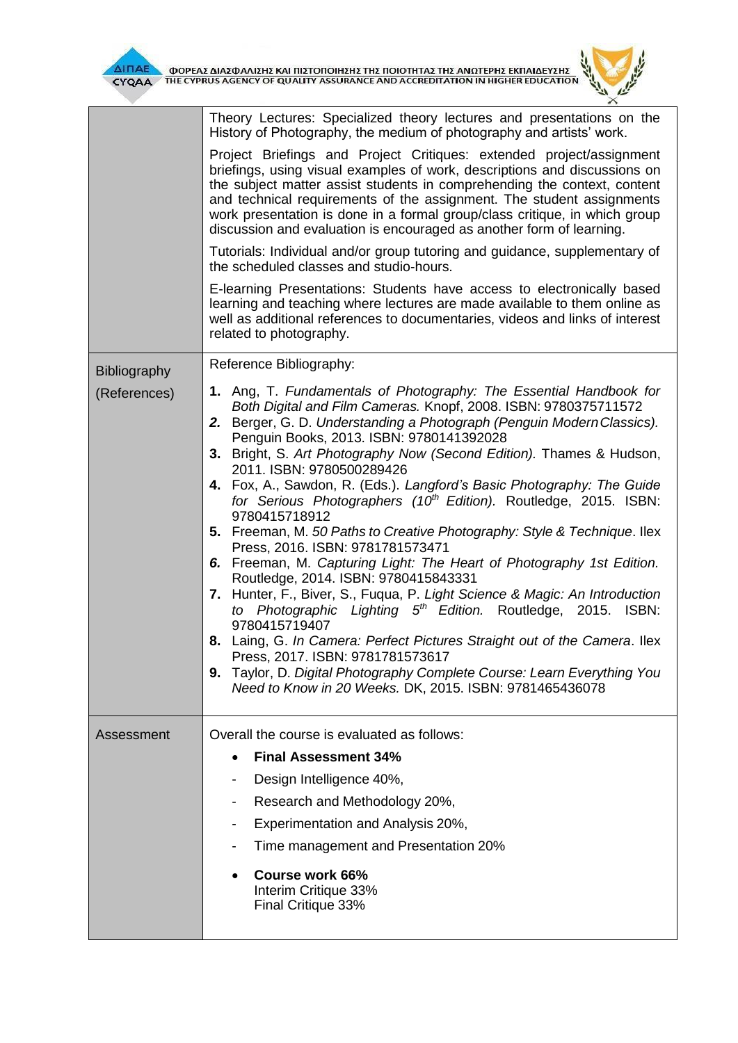| | |
|---|---|
| | Theory Lectures: Specialized theory lectures and presentations on the History of Photography, the medium of photography and artists' work.<br><br>Project Briefings and Project Critiques: extended project/assignment briefings, using visual examples of work, descriptions and discussions on the subject matter assist students in comprehending the context, content and technical requirements of the assignment. The student assignments work presentation is done in a formal group/class critique, in which group discussion and evaluation is encouraged as another form of learning.<br><br>Tutorials: Individual and/or group tutoring and guidance, supplementary of the scheduled classes and studio-hours.<br><br>E-learning Presentations: Students have access to electronically based learning and teaching where lectures are made available to them online as well as additional references to documentaries, videos and links of interest related to photography. |
| Bibliography (References) | Reference Bibliography:<br><br>**1.** Ang, T. *Fundamentals of Photography: The Essential Handbook for Both Digital and Film Cameras.* Knopf, 2008. ISBN: 9780375711572<br>***2.*** Berger, G. D. *Understanding a Photograph (Penguin Modern Classics).* Penguin Books, 2013. ISBN: 9780141392028<br>**3.** Bright, S. *Art Photography Now (Second Edition).* Thames & Hudson, 2011. ISBN: 9780500289426<br>**4.** Fox, A., Sawdon, R. (Eds.). *Langford's Basic Photography: The Guide for Serious Photographers (10th Edition).* Routledge, 2015. ISBN: 9780415718912<br>**5.** Freeman, M. *50 Paths to Creative Photography: Style & Technique*. Ilex Press, 2016. ISBN: 9781781573471<br>***6.*** Freeman, M. *Capturing Light: The Heart of Photography 1st Edition.* Routledge, 2014. ISBN: 9780415843331<br>**7.** Hunter, F., Biver, S., Fuqua, P. *Light Science & Magic: An Introduction to Photographic Lighting 5th Edition.* Routledge, 2015. ISBN: 9780415719407<br>**8.** Laing, G. *In Camera: Perfect Pictures Straight out of the Camera*. Ilex Press, 2017. ISBN: 9781781573617<br>**9.** Taylor, D. *Digital Photography Complete Course: Learn Everything You Need to Know in 20 Weeks.* DK, 2015. ISBN: 9781465436078 |
| Assessment | Overall the course is evaluated as follows:<br><br>• **Final Assessment 34%**<br>- Design Intelligence 40%,<br>- Research and Methodology 20%,<br>- Experimentation and Analysis 20%,<br>- Time management and Presentation 20%<br><br>• **Course work 66%**<br>Interim Critique 33%<br>Final Critique 33% |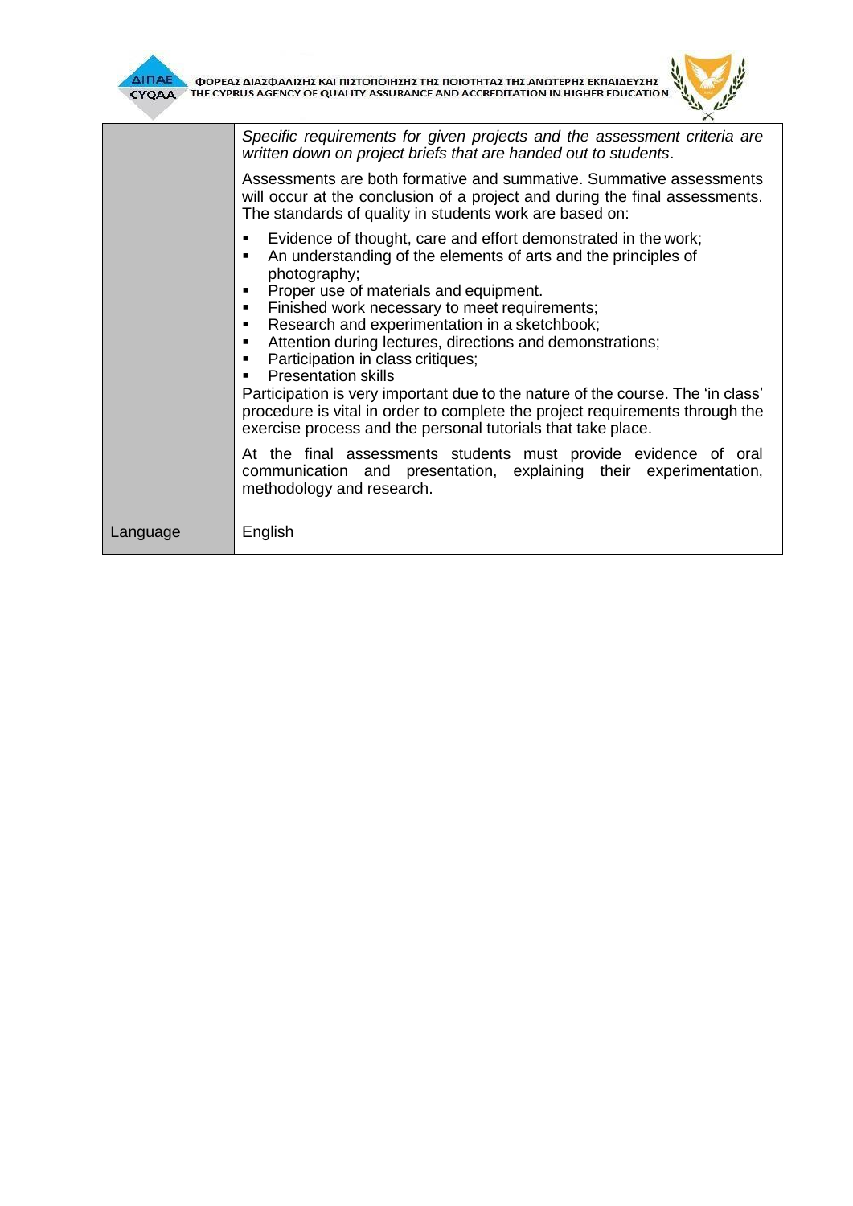| | |
|---|---|
| | *Specific requirements for given projects and the assessment criteria are written down on project briefs that are handed out to students*.<br><br>Assessments are both formative and summative. Summative assessments will occur at the conclusion of a project and during the final assessments. The standards of quality in students work are based on:<br><br>▪ Evidence of thought, care and effort demonstrated in the work;<br>▪ An understanding of the elements of arts and the principles of photography;<br>▪ Proper use of materials and equipment.<br>▪ Finished work necessary to meet requirements;<br>▪ Research and experimentation in a sketchbook;<br>▪ Attention during lectures, directions and demonstrations;<br>▪ Participation in class critiques;<br>▪ Presentation skills<br><br>Participation is very important due to the nature of the course. The 'in class' procedure is vital in order to complete the project requirements through the exercise process and the personal tutorials that take place.<br><br>At the final assessments students must provide evidence of oral communication and presentation, explaining their experimentation, methodology and research. |
| Language | English |